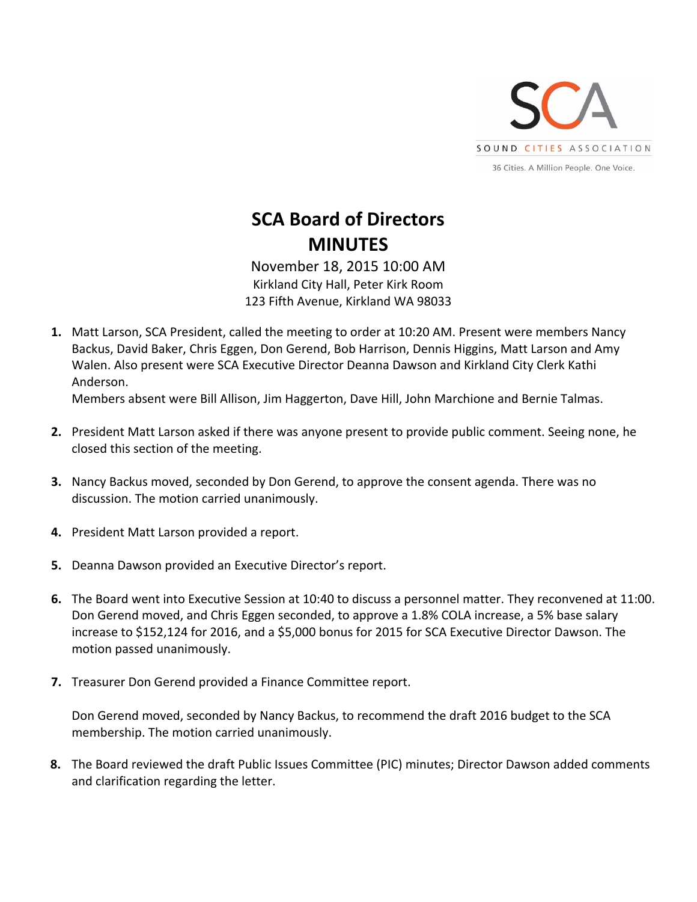SCA

SOUND CITIES ASSOCIATION

36 Cities. A Million People. One Voice.

# SCA Board of Directors
# MINUTES

November 18, 2015 10:00 AM
Kirkland City Hall, Peter Kirk Room
123 Fifth Avenue, Kirkland WA 98033

1. Matt Larson, SCA President, called the meeting to order at 10:20 AM. Present were members Nancy Backus, David Baker, Chris Eggen, Don Gerend, Bob Harrison, Dennis Higgins, Matt Larson and Amy Walen. Also present were SCA Executive Director Deanna Dawson and Kirkland City Clerk Kathi Anderson.
   Members absent were Bill Allison, Jim Haggerton, Dave Hill, John Marchione and Bernie Talmas.

2. President Matt Larson asked if there was anyone present to provide public comment. Seeing none, he closed this section of the meeting.

3. Nancy Backus moved, seconded by Don Gerend, to approve the consent agenda. There was no discussion. The motion carried unanimously.

4. President Matt Larson provided a report.

5. Deanna Dawson provided an Executive Director's report.

6. The Board went into Executive Session at 10:40 to discuss a personnel matter. They reconvened at 11:00. Don Gerend moved, and Chris Eggen seconded, to approve a 1.8% COLA increase, a 5% base salary increase to $152,124 for 2016, and a $5,000 bonus for 2015 for SCA Executive Director Dawson. The motion passed unanimously.

7. Treasurer Don Gerend provided a Finance Committee report.

   Don Gerend moved, seconded by Nancy Backus, to recommend the draft 2016 budget to the SCA membership. The motion carried unanimously.

8. The Board reviewed the draft Public Issues Committee (PIC) minutes; Director Dawson added comments and clarification regarding the letter.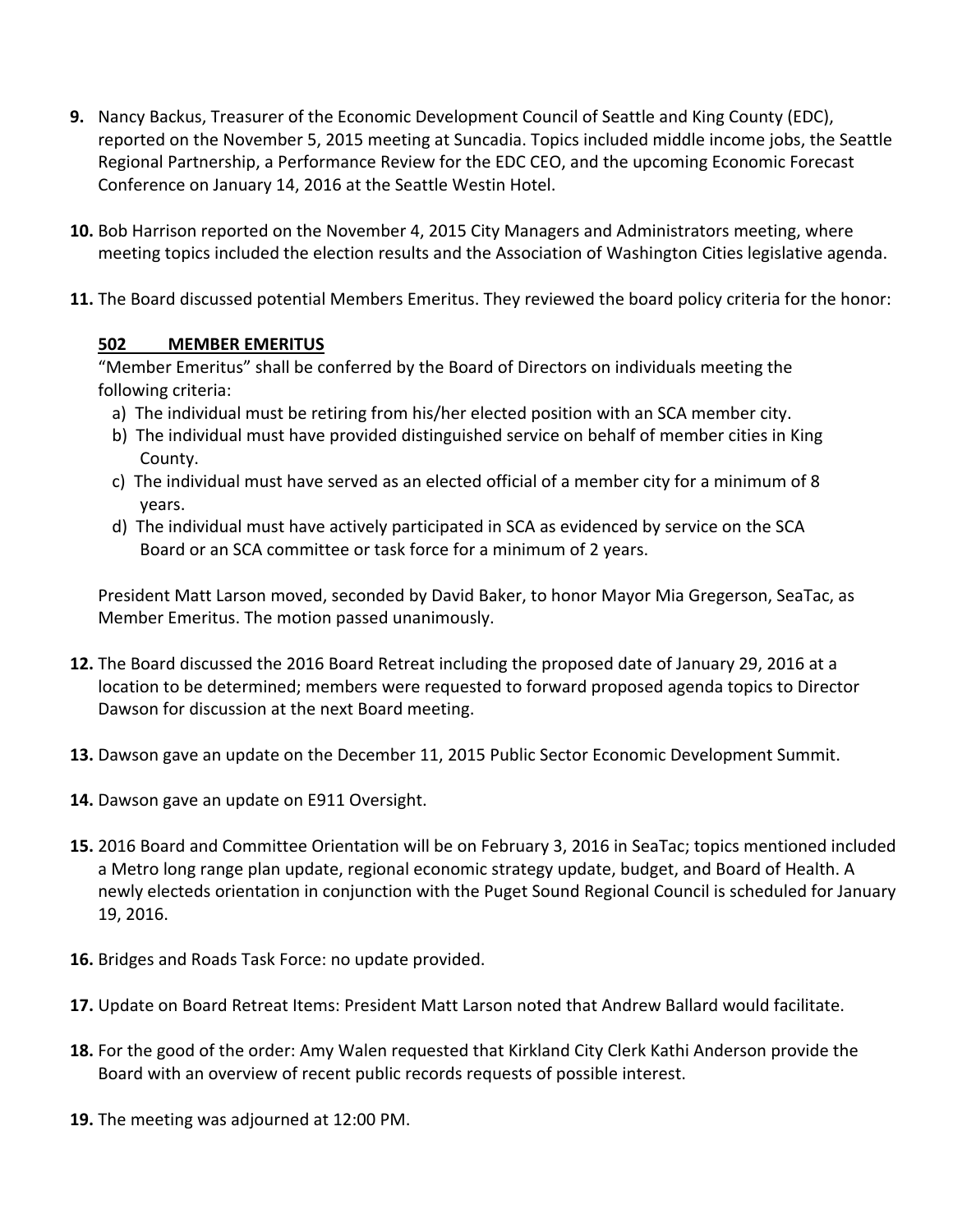9. Nancy Backus, Treasurer of the Economic Development Council of Seattle and King County (EDC), reported on the November 5, 2015 meeting at Suncadia. Topics included middle income jobs, the Seattle Regional Partnership, a Performance Review for the EDC CEO, and the upcoming Economic Forecast Conference on January 14, 2016 at the Seattle Westin Hotel.

10. Bob Harrison reported on the November 4, 2015 City Managers and Administrators meeting, where meeting topics included the election results and the Association of Washington Cities legislative agenda.

11. The Board discussed potential Members Emeritus. They reviewed the board policy criteria for the honor:

    **502 MEMBER EMERITUS**

    "Member Emeritus" shall be conferred by the Board of Directors on individuals meeting the following criteria:

    a) The individual must be retiring from his/her elected position with an SCA member city.
    b) The individual must have provided distinguished service on behalf of member cities in King County.
    c) The individual must have served as an elected official of a member city for a minimum of 8 years.
    d) The individual must have actively participated in SCA as evidenced by service on the SCA Board or an SCA committee or task force for a minimum of 2 years.

    President Matt Larson moved, seconded by David Baker, to honor Mayor Mia Gregerson, SeaTac, as Member Emeritus. The motion passed unanimously.

12. The Board discussed the 2016 Board Retreat including the proposed date of January 29, 2016 at a location to be determined; members were requested to forward proposed agenda topics to Director Dawson for discussion at the next Board meeting.

13. Dawson gave an update on the December 11, 2015 Public Sector Economic Development Summit.

14. Dawson gave an update on E911 Oversight.

15. 2016 Board and Committee Orientation will be on February 3, 2016 in SeaTac; topics mentioned included a Metro long range plan update, regional economic strategy update, budget, and Board of Health. A newly electeds orientation in conjunction with the Puget Sound Regional Council is scheduled for January 19, 2016.

16. Bridges and Roads Task Force: no update provided.

17. Update on Board Retreat Items: President Matt Larson noted that Andrew Ballard would facilitate.

18. For the good of the order: Amy Walen requested that Kirkland City Clerk Kathi Anderson provide the Board with an overview of recent public records requests of possible interest.

19. The meeting was adjourned at 12:00 PM.